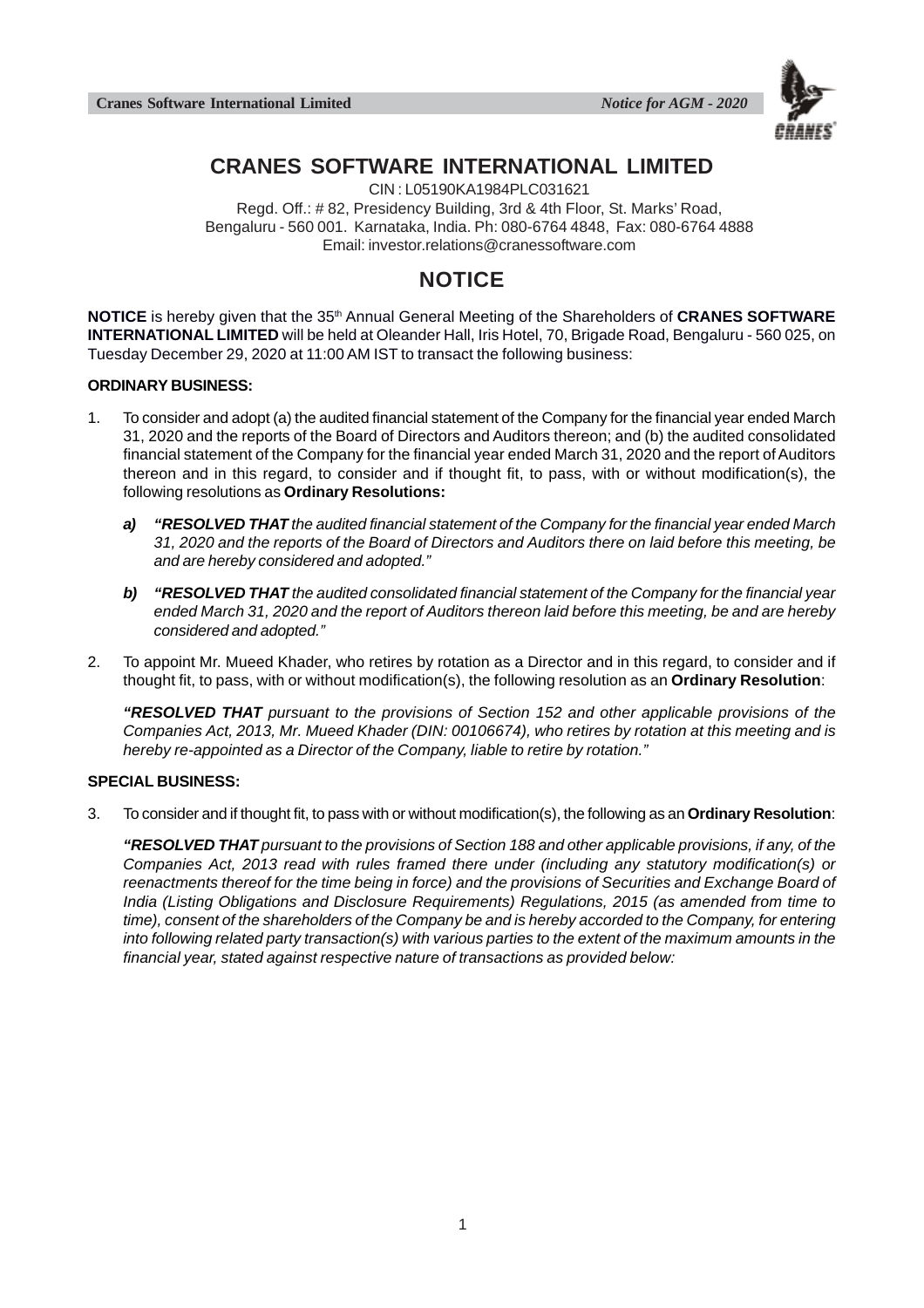# CRANES SOFTWARE INTERNATIONAL LIMITED

CIN : L05190KA1984PLC031621

Regd. Off.: # 82, Presidency Building, 3rd & 4th Floor, St. Marks' Road, Bengaluru - 560 001. Karnataka, India. Ph: 080-6764 4848, Fax: 080-6764 4888

Email: investor.relations@cranessoftware.com

## NOTICE

**NOTICE** is hereby given that the 35th Annual General Meeting of the Shareholders of **CRANES SOFTWARE INTERNATIONAL LIMITED** will be held at Oleander Hall, Iris Hotel, 70, Brigade Road, Bengaluru - 560 025, on Tuesday December 29, 2020 at 11:00 AM IST to transact the following business:

**ORDINARY BUSINESS:**

1. To consider and adopt (a) the audited financial statement of the Company for the financial year ended March 31, 2020 and the reports of the Board of Directors and Auditors thereon; and (b) the audited consolidated financial statement of the Company for the financial year ended March 31, 2020 and the report of Auditors thereon and in this regard, to consider and if thought fit, to pass, with or without modification(s), the following resolutions as **Ordinary Resolutions:**

   ***a)*** ***"RESOLVED THAT** the audited financial statement of the Company for the financial year ended March 31, 2020 and the reports of the Board of Directors and Auditors there on laid before this meeting, be and are hereby considered and adopted."*

   ***b)*** ***"RESOLVED THAT** the audited consolidated financial statement of the Company for the financial year ended March 31, 2020 and the report of Auditors thereon laid before this meeting, be and are hereby considered and adopted."*

2. To appoint Mr. Mueed Khader, who retires by rotation as a Director and in this regard, to consider and if thought fit, to pass, with or without modification(s), the following resolution as an **Ordinary Resolution**:

   ***"RESOLVED THAT** pursuant to the provisions of Section 152 and other applicable provisions of the Companies Act, 2013, Mr. Mueed Khader (DIN: 00106674), who retires by rotation at this meeting and is hereby re-appointed as a Director of the Company, liable to retire by rotation."*

**SPECIAL BUSINESS:**

3. To consider and if thought fit, to pass with or without modification(s), the following as an **Ordinary Resolution**:

   ***"RESOLVED THAT** pursuant to the provisions of Section 188 and other applicable provisions, if any, of the Companies Act, 2013 read with rules framed there under (including any statutory modification(s) or reenactments thereof for the time being in force) and the provisions of Securities and Exchange Board of India (Listing Obligations and Disclosure Requirements) Regulations, 2015 (as amended from time to time), consent of the shareholders of the Company be and is hereby accorded to the Company, for entering into following related party transaction(s) with various parties to the extent of the maximum amounts in the financial year, stated against respective nature of transactions as provided below:*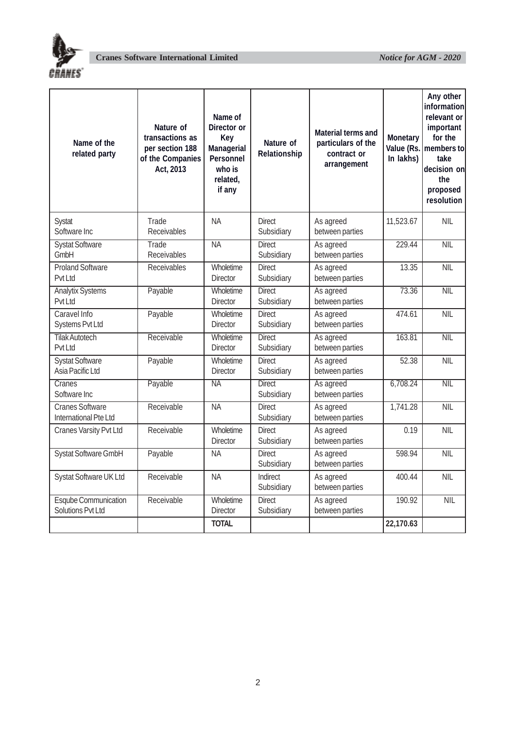| Name of the related party | Nature of transactions as per section 188 of the Companies Act, 2013 | Name of Director or Key Managerial Personnel who is related, if any | Nature of Relationship | Material terms and particulars of the contract or arrangement | Monetary Value (Rs. In lakhs) | Any other information relevant or important for the members to take decision on the proposed resolution |
|---|---|---|---|---|---|---|
| Systat Software Inc | Trade Receivables | NA | Direct Subsidiary | As agreed between parties | 11,523.67 | NIL |
| Systat Software GmbH | Trade Receivables | NA | Direct Subsidiary | As agreed between parties | 229.44 | NIL |
| Proland Software Pvt Ltd | Receivables | Wholetime Director | Direct Subsidiary | As agreed between parties | 13.35 | NIL |
| Analytix Systems Pvt Ltd | Payable | Wholetime Director | Direct Subsidiary | As agreed between parties | 73.36 | NIL |
| Caravel Info Systems Pvt Ltd | Payable | Wholetime Director | Direct Subsidiary | As agreed between parties | 474.61 | NIL |
| Tilak Autotech Pvt Ltd | Receivable | Wholetime Director | Direct Subsidiary | As agreed between parties | 163.81 | NIL |
| Systat Software Asia Pacific Ltd | Payable | Wholetime Director | Direct Subsidiary | As agreed between parties | 52.38 | NIL |
| Cranes Software Inc | Payable | NA | Direct Subsidiary | As agreed between parties | 6,708.24 | NIL |
| Cranes Software International Pte Ltd | Receivable | NA | Direct Subsidiary | As agreed between parties | 1,741.28 | NIL |
| Cranes Varsity Pvt Ltd | Receivable | Wholetime Director | Direct Subsidiary | As agreed between parties | 0.19 | NIL |
| Systat Software GmbH | Payable | NA | Direct Subsidiary | As agreed between parties | 598.94 | NIL |
| Systat Software UK Ltd | Receivable | NA | Indirect Subsidiary | As agreed between parties | 400.44 | NIL |
| Esqube Communication Solutions Pvt Ltd | Receivable | Wholetime Director | Direct Subsidiary | As agreed between parties | 190.92 | NIL |
| | | **TOTAL** | | | **22,170.63** | |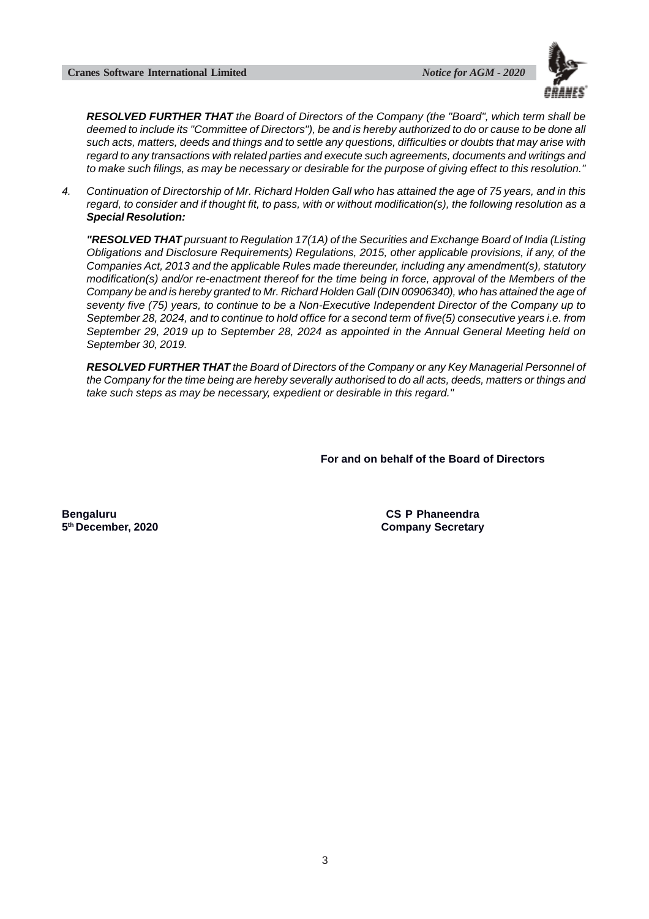***RESOLVED FURTHER THAT*** *the Board of Directors of the Company (the "Board", which term shall be deemed to include its "Committee of Directors"), be and is hereby authorized to do or cause to be done all such acts, matters, deeds and things and to settle any questions, difficulties or doubts that may arise with regard to any transactions with related parties and execute such agreements, documents and writings and to make such filings, as may be necessary or desirable for the purpose of giving effect to this resolution."*

4. *Continuation of Directorship of Mr. Richard Holden Gall who has attained the age of 75 years, and in this regard, to consider and if thought fit, to pass, with or without modification(s), the following resolution as a* ***Special Resolution:***

***"RESOLVED THAT*** *pursuant to Regulation 17(1A) of the Securities and Exchange Board of India (Listing Obligations and Disclosure Requirements) Regulations, 2015, other applicable provisions, if any, of the Companies Act, 2013 and the applicable Rules made thereunder, including any amendment(s), statutory modification(s) and/or re-enactment thereof for the time being in force, approval of the Members of the Company be and is hereby granted to Mr. Richard Holden Gall (DIN 00906340), who has attained the age of seventy five (75) years, to continue to be a Non-Executive Independent Director of the Company up to September 28, 2024, and to continue to hold office for a second term of five(5) consecutive years i.e. from September 29, 2019 up to September 28, 2024 as appointed in the Annual General Meeting held on September 30, 2019.*

***RESOLVED FURTHER THAT*** *the Board of Directors of the Company or any Key Managerial Personnel of the Company for the time being are hereby severally authorised to do all acts, deeds, matters or things and take such steps as may be necessary, expedient or desirable in this regard."*

**For and on behalf of the Board of Directors**

**Bengaluru**
**5th December, 2020**

**CS P Phaneendra**
**Company Secretary**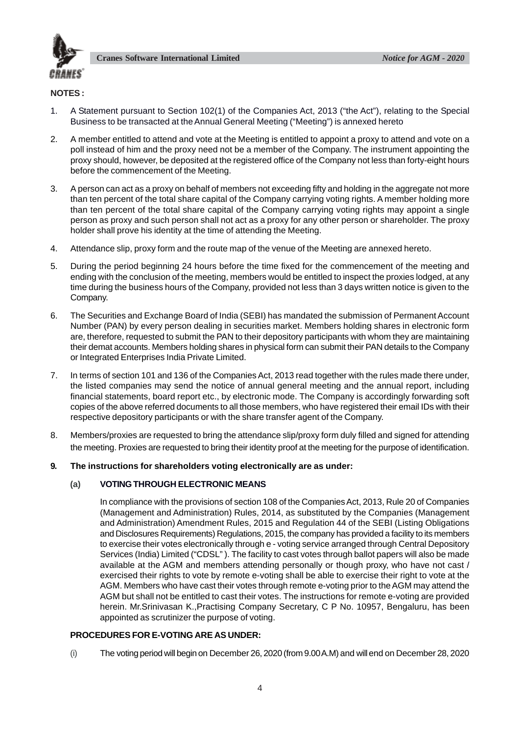**NOTES :**

1. A Statement pursuant to Section 102(1) of the Companies Act, 2013 ("the Act"), relating to the Special Business to be transacted at the Annual General Meeting ("Meeting") is annexed hereto

2. A member entitled to attend and vote at the Meeting is entitled to appoint a proxy to attend and vote on a poll instead of him and the proxy need not be a member of the Company. The instrument appointing the proxy should, however, be deposited at the registered office of the Company not less than forty-eight hours before the commencement of the Meeting.

3. A person can act as a proxy on behalf of members not exceeding fifty and holding in the aggregate not more than ten percent of the total share capital of the Company carrying voting rights. A member holding more than ten percent of the total share capital of the Company carrying voting rights may appoint a single person as proxy and such person shall not act as a proxy for any other person or shareholder. The proxy holder shall prove his identity at the time of attending the Meeting.

4. Attendance slip, proxy form and the route map of the venue of the Meeting are annexed hereto.

5. During the period beginning 24 hours before the time fixed for the commencement of the meeting and ending with the conclusion of the meeting, members would be entitled to inspect the proxies lodged, at any time during the business hours of the Company, provided not less than 3 days written notice is given to the Company.

6. The Securities and Exchange Board of India (SEBI) has mandated the submission of Permanent Account Number (PAN) by every person dealing in securities market. Members holding shares in electronic form are, therefore, requested to submit the PAN to their depository participants with whom they are maintaining their demat accounts. Members holding shares in physical form can submit their PAN details to the Company or Integrated Enterprises India Private Limited.

7. In terms of section 101 and 136 of the Companies Act, 2013 read together with the rules made there under, the listed companies may send the notice of annual general meeting and the annual report, including financial statements, board report etc., by electronic mode. The Company is accordingly forwarding soft copies of the above referred documents to all those members, who have registered their email IDs with their respective depository participants or with the share transfer agent of the Company.

8. Members/proxies are requested to bring the attendance slip/proxy form duly filled and signed for attending the meeting. Proxies are requested to bring their identity proof at the meeting for the purpose of identification.

**9. The instructions for shareholders voting electronically are as under:**

**(a) VOTING THROUGH ELECTRONIC MEANS**

In compliance with the provisions of section 108 of the Companies Act, 2013, Rule 20 of Companies (Management and Administration) Rules, 2014, as substituted by the Companies (Management and Administration) Amendment Rules, 2015 and Regulation 44 of the SEBI (Listing Obligations and Disclosures Requirements) Regulations, 2015, the company has provided a facility to its members to exercise their votes electronically through e - voting service arranged through Central Depository Services (India) Limited ("CDSL" ). The facility to cast votes through ballot papers will also be made available at the AGM and members attending personally or though proxy, who have not cast / exercised their rights to vote by remote e-voting shall be able to exercise their right to vote at the AGM. Members who have cast their votes through remote e-voting prior to the AGM may attend the AGM but shall not be entitled to cast their votes. The instructions for remote e-voting are provided herein. Mr.Srinivasan K.,Practising Company Secretary, C P No. 10957, Bengaluru, has been appointed as scrutinizer the purpose of voting.

**PROCEDURES FOR E-VOTING ARE AS UNDER:**

(i) The voting period will begin on December 26, 2020 (from 9.00 A.M) and will end on December 28, 2020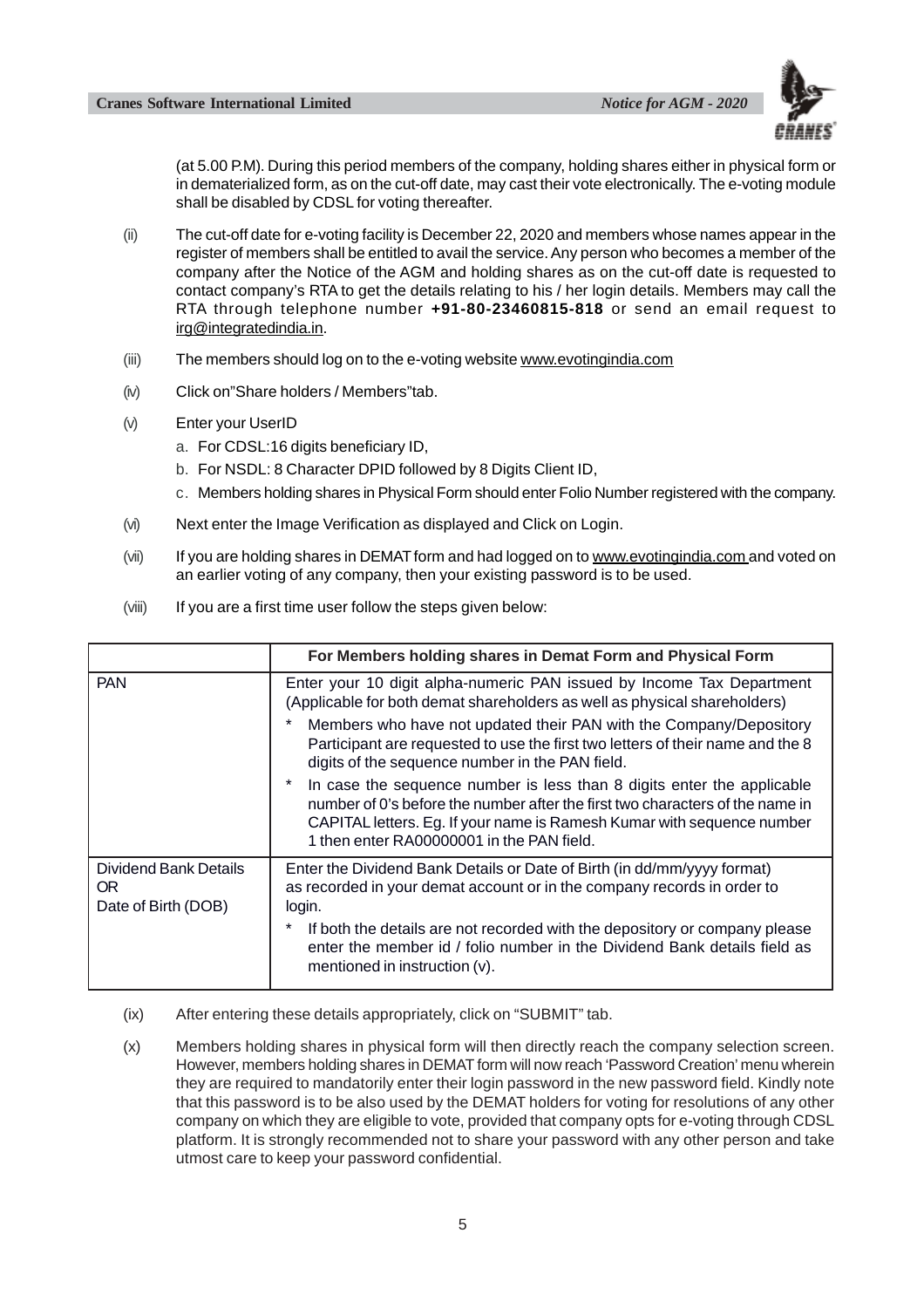(at 5.00 P.M). During this period members of the company, holding shares either in physical form or in dematerialized form, as on the cut-off date, may cast their vote electronically. The e-voting module shall be disabled by CDSL for voting thereafter.

(ii) The cut-off date for e-voting facility is December 22, 2020 and members whose names appear in the register of members shall be entitled to avail the service. Any person who becomes a member of the company after the Notice of the AGM and holding shares as on the cut-off date is requested to contact company's RTA to get the details relating to his / her login details. Members may call the RTA through telephone number **+91-80-23460815-818** or send an email request to irg@integratedindia.in.

(iii) The members should log on to the e-voting website www.evotingindia.com

(iv) Click on"Share holders / Members"tab.

(v) Enter your UserID

a. For CDSL:16 digits beneficiary ID,

b. For NSDL: 8 Character DPID followed by 8 Digits Client ID,

c. Members holding shares in Physical Form should enter Folio Number registered with the company.

(vi) Next enter the Image Verification as displayed and Click on Login.

(vii) If you are holding shares in DEMAT form and had logged on to www.evotingindia.com and voted on an earlier voting of any company, then your existing password is to be used.

(viii) If you are a first time user follow the steps given below:

| | For Members holding shares in Demat Form and Physical Form |
|---|---|
| PAN | Enter your 10 digit alpha-numeric PAN issued by Income Tax Department (Applicable for both demat shareholders as well as physical shareholders)<br>* Members who have not updated their PAN with the Company/Depository Participant are requested to use the first two letters of their name and the 8 digits of the sequence number in the PAN field.<br>* In case the sequence number is less than 8 digits enter the applicable number of 0's before the number after the first two characters of the name in CAPITAL letters. Eg. If your name is Ramesh Kumar with sequence number 1 then enter RA00000001 in the PAN field. |
| Dividend Bank Details OR Date of Birth (DOB) | Enter the Dividend Bank Details or Date of Birth (in dd/mm/yyyy format) as recorded in your demat account or in the company records in order to login.<br>* If both the details are not recorded with the depository or company please enter the member id / folio number in the Dividend Bank details field as mentioned in instruction (v). |

(ix) After entering these details appropriately, click on "SUBMIT" tab.

(x) Members holding shares in physical form will then directly reach the company selection screen. However, members holding shares in DEMAT form will now reach 'Password Creation' menu wherein they are required to mandatorily enter their login password in the new password field. Kindly note that this password is to be also used by the DEMAT holders for voting for resolutions of any other company on which they are eligible to vote, provided that company opts for e-voting through CDSL platform. It is strongly recommended not to share your password with any other person and take utmost care to keep your password confidential.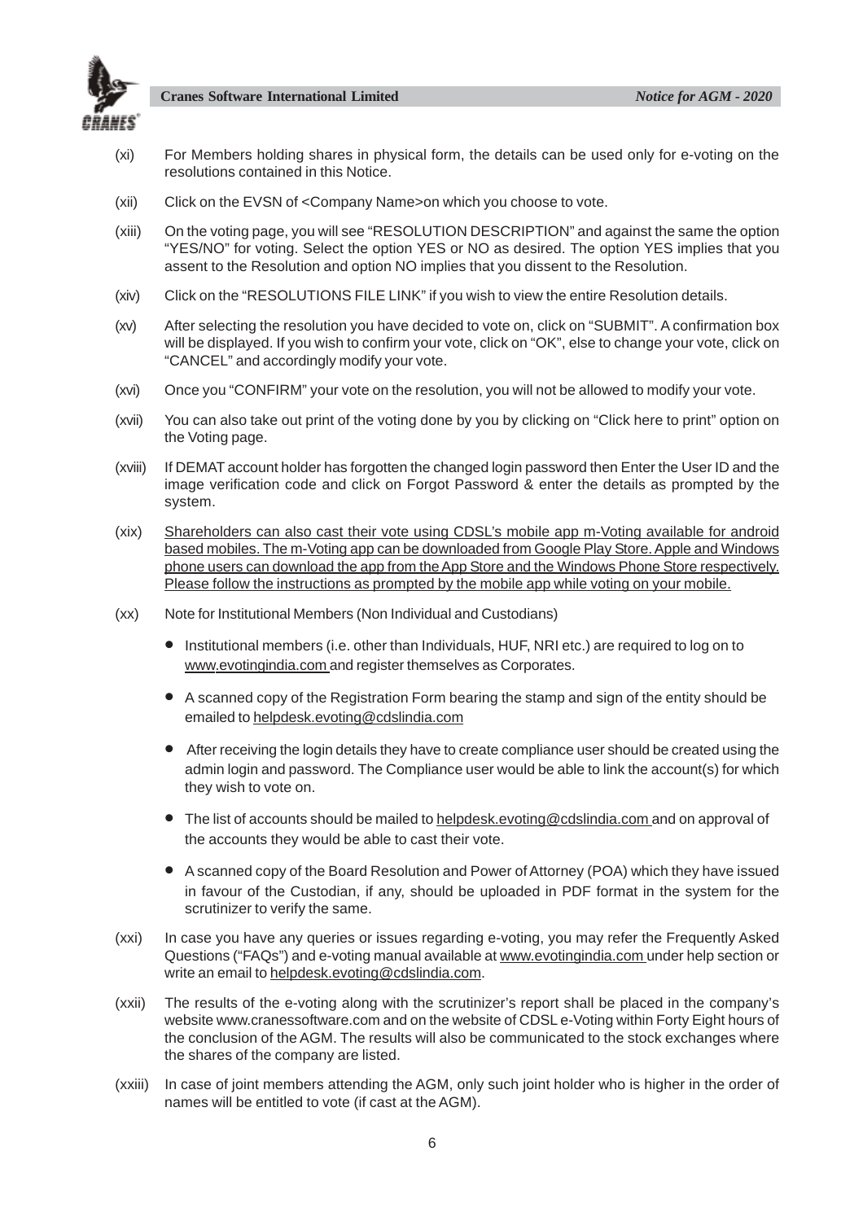(xi) For Members holding shares in physical form, the details can be used only for e-voting on the resolutions contained in this Notice.

(xii) Click on the EVSN of <Company Name>on which you choose to vote.

(xiii) On the voting page, you will see "RESOLUTION DESCRIPTION" and against the same the option "YES/NO" for voting. Select the option YES or NO as desired. The option YES implies that you assent to the Resolution and option NO implies that you dissent to the Resolution.

(xiv) Click on the "RESOLUTIONS FILE LINK" if you wish to view the entire Resolution details.

(xv) After selecting the resolution you have decided to vote on, click on "SUBMIT". A confirmation box will be displayed. If you wish to confirm your vote, click on "OK", else to change your vote, click on "CANCEL" and accordingly modify your vote.

(xvi) Once you "CONFIRM" your vote on the resolution, you will not be allowed to modify your vote.

(xvii) You can also take out print of the voting done by you by clicking on "Click here to print" option on the Voting page.

(xviii) If DEMAT account holder has forgotten the changed login password then Enter the User ID and the image verification code and click on Forgot Password & enter the details as prompted by the system.

(xix) Shareholders can also cast their vote using CDSL's mobile app m-Voting available for android based mobiles. The m-Voting app can be downloaded from Google Play Store. Apple and Windows phone users can download the app from the App Store and the Windows Phone Store respectively. Please follow the instructions as prompted by the mobile app while voting on your mobile.

(xx) Note for Institutional Members (Non Individual and Custodians)

- Institutional members (i.e. other than Individuals, HUF, NRI etc.) are required to log on to www.evotingindia.com and register themselves as Corporates.
- A scanned copy of the Registration Form bearing the stamp and sign of the entity should be emailed to helpdesk.evoting@cdslindia.com
- After receiving the login details they have to create compliance user should be created using the admin login and password. The Compliance user would be able to link the account(s) for which they wish to vote on.
- The list of accounts should be mailed to helpdesk.evoting@cdslindia.com and on approval of the accounts they would be able to cast their vote.
- A scanned copy of the Board Resolution and Power of Attorney (POA) which they have issued in favour of the Custodian, if any, should be uploaded in PDF format in the system for the scrutinizer to verify the same.

(xxi) In case you have any queries or issues regarding e-voting, you may refer the Frequently Asked Questions ("FAQs") and e-voting manual available at www.evotingindia.com under help section or write an email to helpdesk.evoting@cdslindia.com.

(xxii) The results of the e-voting along with the scrutinizer's report shall be placed in the company's website www.cranessoftware.com and on the website of CDSL e-Voting within Forty Eight hours of the conclusion of the AGM. The results will also be communicated to the stock exchanges where the shares of the company are listed.

(xxiii) In case of joint members attending the AGM, only such joint holder who is higher in the order of names will be entitled to vote (if cast at the AGM).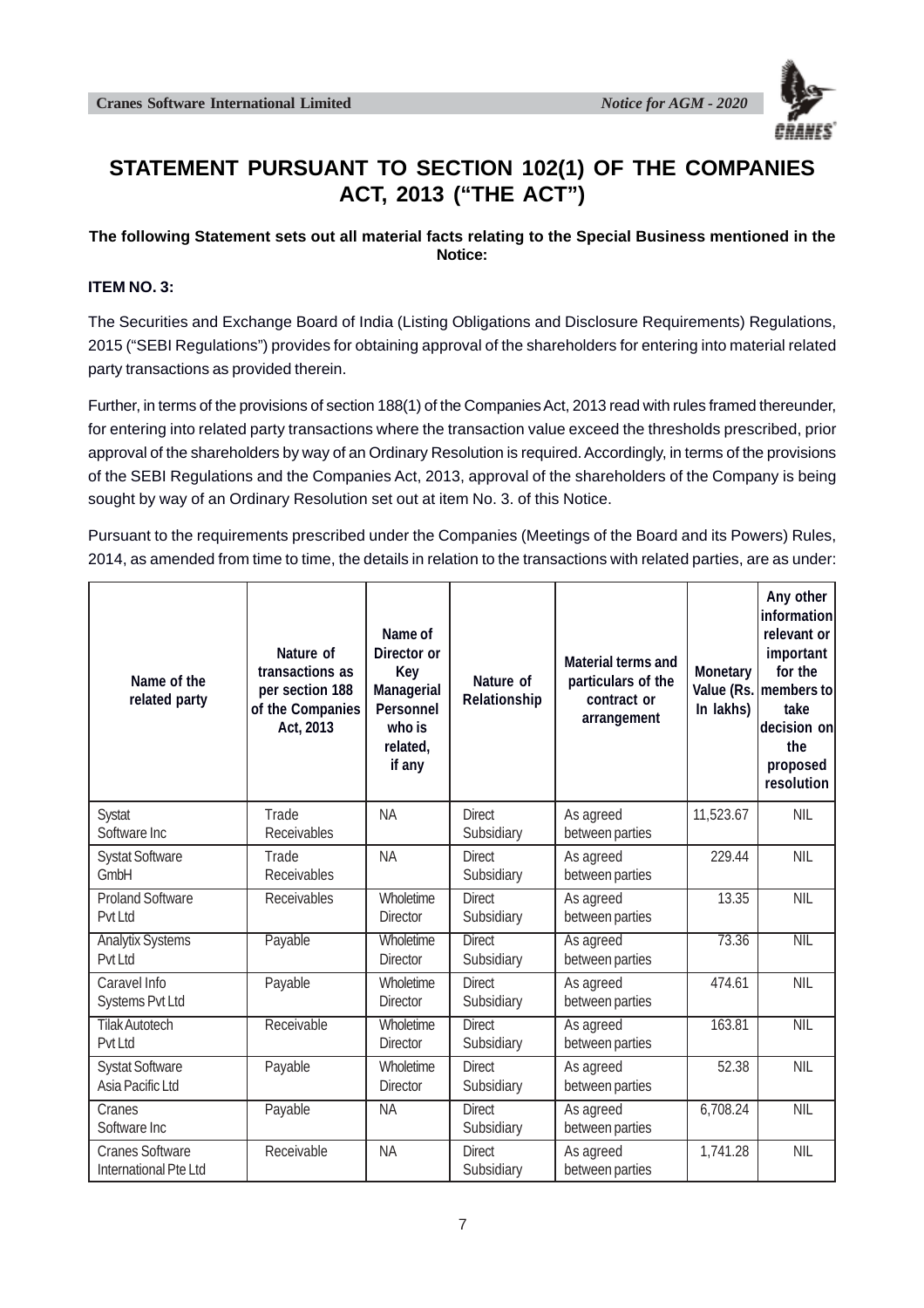# STATEMENT PURSUANT TO SECTION 102(1) OF THE COMPANIES ACT, 2013 ("THE ACT")

**The following Statement sets out all material facts relating to the Special Business mentioned in the Notice:**

**ITEM NO. 3:**

The Securities and Exchange Board of India (Listing Obligations and Disclosure Requirements) Regulations, 2015 ("SEBI Regulations") provides for obtaining approval of the shareholders for entering into material related party transactions as provided therein.

Further, in terms of the provisions of section 188(1) of the Companies Act, 2013 read with rules framed thereunder, for entering into related party transactions where the transaction value exceed the thresholds prescribed, prior approval of the shareholders by way of an Ordinary Resolution is required. Accordingly, in terms of the provisions of the SEBI Regulations and the Companies Act, 2013, approval of the shareholders of the Company is being sought by way of an Ordinary Resolution set out at item No. 3. of this Notice.

Pursuant to the requirements prescribed under the Companies (Meetings of the Board and its Powers) Rules, 2014, as amended from time to time, the details in relation to the transactions with related parties, are as under:

| Name of the related party | Nature of transactions as per section 188 of the Companies Act, 2013 | Name of Director or Key Managerial Personnel who is related, if any | Nature of Relationship | Material terms and particulars of the contract or arrangement | Monetary Value (Rs. In lakhs) | Any other information relevant or important for the members to take decision on the proposed resolution |
|---|---|---|---|---|---|---|
| Systat Software Inc | Trade Receivables | NA | Direct Subsidiary | As agreed between parties | 11,523.67 | NIL |
| Systat Software GmbH | Trade Receivables | NA | Direct Subsidiary | As agreed between parties | 229.44 | NIL |
| Proland Software Pvt Ltd | Receivables | Wholetime Director | Direct Subsidiary | As agreed between parties | 13.35 | NIL |
| Analytix Systems Pvt Ltd | Payable | Wholetime Director | Direct Subsidiary | As agreed between parties | 73.36 | NIL |
| Caravel Info Systems Pvt Ltd | Payable | Wholetime Director | Direct Subsidiary | As agreed between parties | 474.61 | NIL |
| Tilak Autotech Pvt Ltd | Receivable | Wholetime Director | Direct Subsidiary | As agreed between parties | 163.81 | NIL |
| Systat Software Asia Pacific Ltd | Payable | Wholetime Director | Direct Subsidiary | As agreed between parties | 52.38 | NIL |
| Cranes Software Inc | Payable | NA | Direct Subsidiary | As agreed between parties | 6,708.24 | NIL |
| Cranes Software International Pte Ltd | Receivable | NA | Direct Subsidiary | As agreed between parties | 1,741.28 | NIL |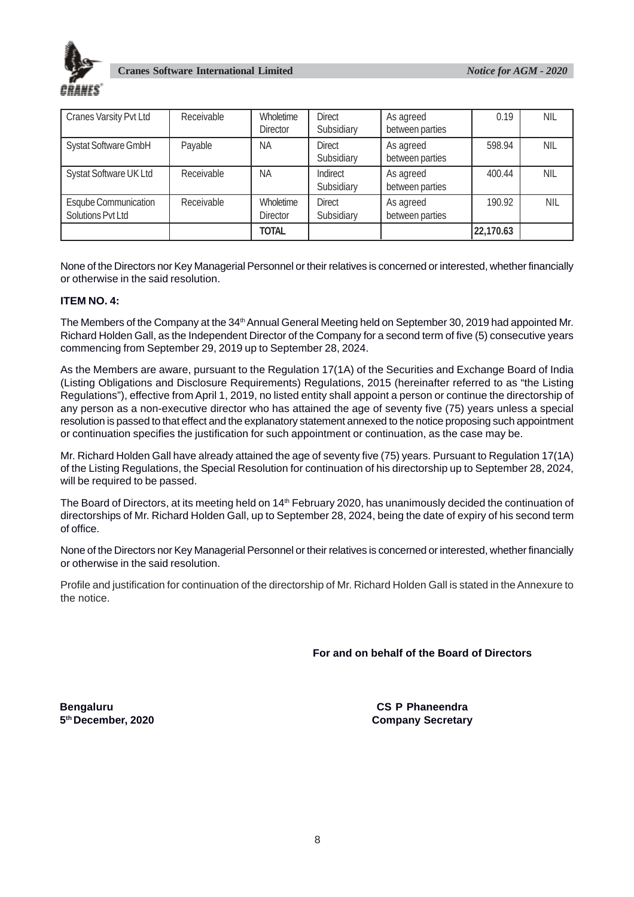| | | | | | | |
|---|---|---|---|---|---|---|
| Cranes Varsity Pvt Ltd | Receivable | Wholetime Director | Direct Subsidiary | As agreed between parties | 0.19 | NIL |
| Systat Software GmbH | Payable | NA | Direct Subsidiary | As agreed between parties | 598.94 | NIL |
| Systat Software UK Ltd | Receivable | NA | Indirect Subsidiary | As agreed between parties | 400.44 | NIL |
| Esqube Communication Solutions Pvt Ltd | Receivable | Wholetime Director | Direct Subsidiary | As agreed between parties | 190.92 | NIL |
| | | **TOTAL** | | | **22,170.63** | |

None of the Directors nor Key Managerial Personnel or their relatives is concerned or interested, whether financially or otherwise in the said resolution.

**ITEM NO. 4:**

The Members of the Company at the 34th Annual General Meeting held on September 30, 2019 had appointed Mr. Richard Holden Gall, as the Independent Director of the Company for a second term of five (5) consecutive years commencing from September 29, 2019 up to September 28, 2024.

As the Members are aware, pursuant to the Regulation 17(1A) of the Securities and Exchange Board of India (Listing Obligations and Disclosure Requirements) Regulations, 2015 (hereinafter referred to as "the Listing Regulations"), effective from April 1, 2019, no listed entity shall appoint a person or continue the directorship of any person as a non-executive director who has attained the age of seventy five (75) years unless a special resolution is passed to that effect and the explanatory statement annexed to the notice proposing such appointment or continuation specifies the justification for such appointment or continuation, as the case may be.

Mr. Richard Holden Gall have already attained the age of seventy five (75) years. Pursuant to Regulation 17(1A) of the Listing Regulations, the Special Resolution for continuation of his directorship up to September 28, 2024, will be required to be passed.

The Board of Directors, at its meeting held on 14th February 2020, has unanimously decided the continuation of directorships of Mr. Richard Holden Gall, up to September 28, 2024, being the date of expiry of his second term of office.

None of the Directors nor Key Managerial Personnel or their relatives is concerned or interested, whether financially or otherwise in the said resolution.

Profile and justification for continuation of the directorship of Mr. Richard Holden Gall is stated in the Annexure to the notice.

**For and on behalf of the Board of Directors**

**Bengaluru**
**5th December, 2020**

**CS P Phaneendra**
**Company Secretary**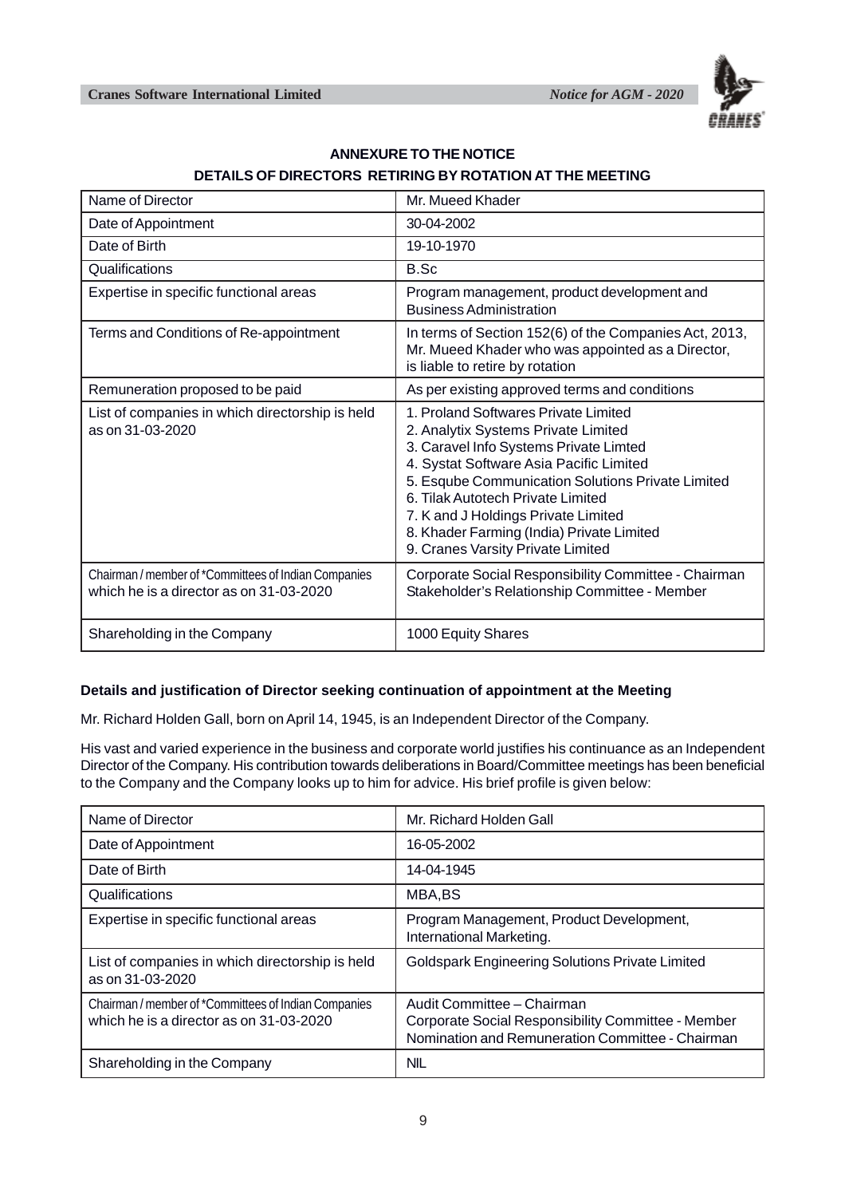## ANNEXURE TO THE NOTICE

### DETAILS OF DIRECTORS RETIRING BY ROTATION AT THE MEETING

| | |
|---|---|
| Name of Director | Mr. Mueed Khader |
| Date of Appointment | 30-04-2002 |
| Date of Birth | 19-10-1970 |
| Qualifications | B.Sc |
| Expertise in specific functional areas | Program management, product development and Business Administration |
| Terms and Conditions of Re-appointment | In terms of Section 152(6) of the Companies Act, 2013, Mr. Mueed Khader who was appointed as a Director, is liable to retire by rotation |
| Remuneration proposed to be paid | As per existing approved terms and conditions |
| List of companies in which directorship is held as on 31-03-2020 | 1. Proland Softwares Private Limited<br>2. Analytix Systems Private Limited<br>3. Caravel Info Systems Private Limted<br>4. Systat Software Asia Pacific Limited<br>5. Esqube Communication Solutions Private Limited<br>6. Tilak Autotech Private Limited<br>7. K and J Holdings Private Limited<br>8. Khader Farming (India) Private Limited<br>9. Cranes Varsity Private Limited |
| Chairman / member of *Committees of Indian Companies which he is a director as on 31-03-2020 | Corporate Social Responsibility Committee - Chairman<br>Stakeholder's Relationship Committee - Member |
| Shareholding in the Company | 1000 Equity Shares |

**Details and justification of Director seeking continuation of appointment at the Meeting**

Mr. Richard Holden Gall, born on April 14, 1945, is an Independent Director of the Company.

His vast and varied experience in the business and corporate world justifies his continuance as an Independent Director of the Company. His contribution towards deliberations in Board/Committee meetings has been beneficial to the Company and the Company looks up to him for advice. His brief profile is given below:

| | |
|---|---|
| Name of Director | Mr. Richard Holden Gall |
| Date of Appointment | 16-05-2002 |
| Date of Birth | 14-04-1945 |
| Qualifications | MBA,BS |
| Expertise in specific functional areas | Program Management, Product Development, International Marketing. |
| List of companies in which directorship is held as on 31-03-2020 | Goldspark Engineering Solutions Private Limited |
| Chairman / member of *Committees of Indian Companies which he is a director as on 31-03-2020 | Audit Committee – Chairman<br>Corporate Social Responsibility Committee - Member<br>Nomination and Remuneration Committee - Chairman |
| Shareholding in the Company | NIL |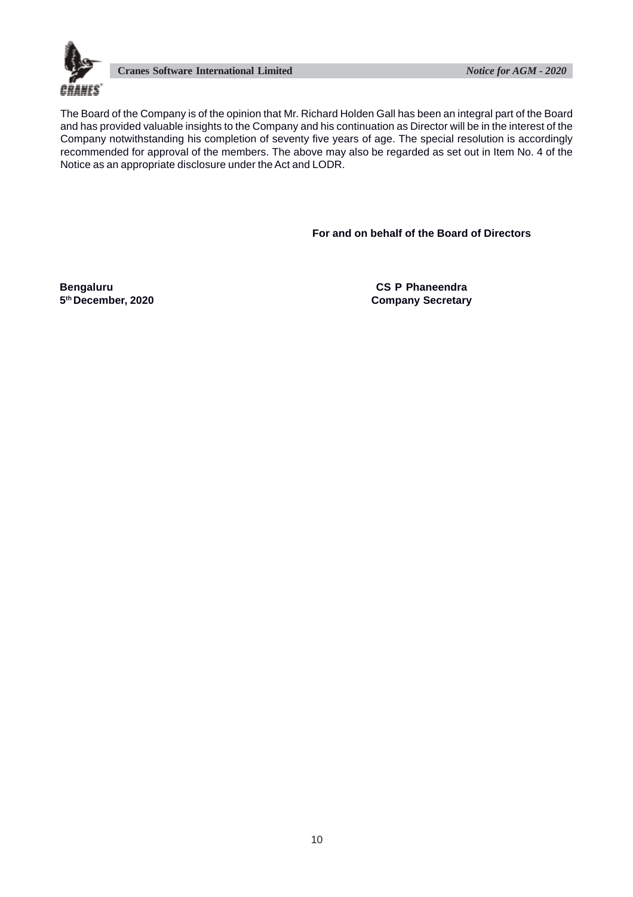The Board of the Company is of the opinion that Mr. Richard Holden Gall has been an integral part of the Board and has provided valuable insights to the Company and his continuation as Director will be in the interest of the Company notwithstanding his completion of seventy five years of age. The special resolution is accordingly recommended for approval of the members. The above may also be regarded as set out in Item No. 4 of the Notice as an appropriate disclosure under the Act and LODR.

**For and on behalf of the Board of Directors**

**Bengaluru**
**5th December, 2020**

**CS P Phaneendra**
**Company Secretary**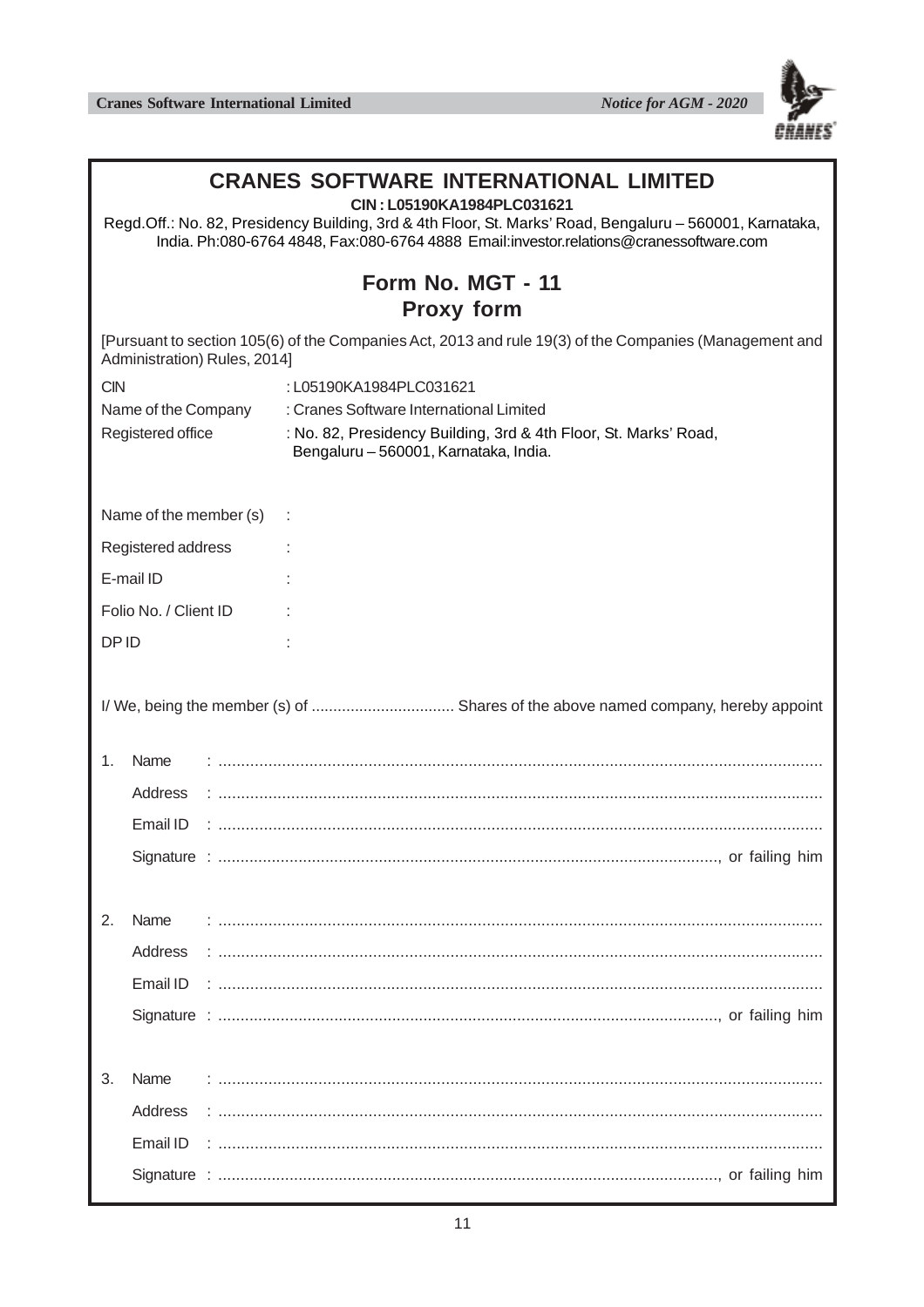# CRANES SOFTWARE INTERNATIONAL LIMITED

**CIN : L05190KA1984PLC031621**

Regd.Off.: No. 82, Presidency Building, 3rd & 4th Floor, St. Marks' Road, Bengaluru – 560001, Karnataka, India. Ph:080-6764 4848, Fax:080-6764 4888 Email:investor.relations@cranessoftware.com

## Form No. MGT - 11
## Proxy form

[Pursuant to section 105(6) of the Companies Act, 2013 and rule 19(3) of the Companies (Management and Administration) Rules, 2014]

CIN : L05190KA1984PLC031621

Name of the Company : Cranes Software International Limited

Registered office : No. 82, Presidency Building, 3rd & 4th Floor, St. Marks' Road, Bengaluru – 560001, Karnataka, India.

Name of the member (s) :

Registered address :

E-mail ID :

Folio No. / Client ID :

DP ID :

I/ We, being the member (s) of ................................ Shares of the above named company, hereby appoint

1. Name : ....................................................................................................................................
   Address : ....................................................................................................................................
   Email ID : ....................................................................................................................................
   Signature : ................................................................................................................, or failing him

2. Name : ....................................................................................................................................
   Address : ....................................................................................................................................
   Email ID : ....................................................................................................................................
   Signature : ................................................................................................................, or failing him

3. Name : ....................................................................................................................................
   Address : ....................................................................................................................................
   Email ID : ....................................................................................................................................
   Signature : ................................................................................................................, or failing him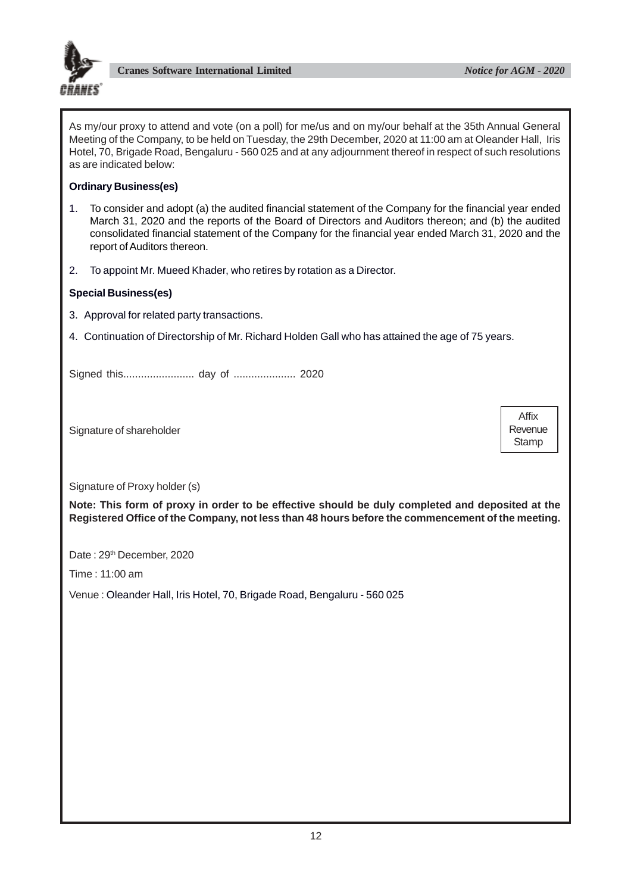As my/our proxy to attend and vote (on a poll) for me/us and on my/our behalf at the 35th Annual General Meeting of the Company, to be held on Tuesday, the 29th December, 2020 at 11:00 am at Oleander Hall, Iris Hotel, 70, Brigade Road, Bengaluru - 560 025 and at any adjournment thereof in respect of such resolutions as are indicated below:

**Ordinary Business(es)**

1. To consider and adopt (a) the audited financial statement of the Company for the financial year ended March 31, 2020 and the reports of the Board of Directors and Auditors thereon; and (b) the audited consolidated financial statement of the Company for the financial year ended March 31, 2020 and the report of Auditors thereon.
2. To appoint Mr. Mueed Khader, who retires by rotation as a Director.

**Special Business(es)**

3. Approval for related party transactions.
4. Continuation of Directorship of Mr. Richard Holden Gall who has attained the age of 75 years.

Signed this........................ day of .................... 2020

Signature of shareholder

Affix Revenue Stamp

Signature of Proxy holder (s)

**Note: This form of proxy in order to be effective should be duly completed and deposited at the Registered Office of the Company, not less than 48 hours before the commencement of the meeting.**

Date : 29th December, 2020

Time : 11:00 am

Venue : Oleander Hall, Iris Hotel, 70, Brigade Road, Bengaluru - 560 025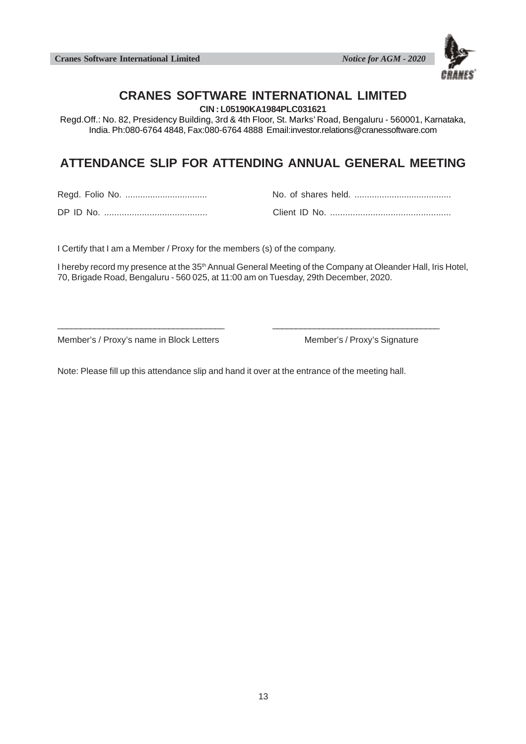# CRANES SOFTWARE INTERNATIONAL LIMITED

**CIN : L05190KA1984PLC031621**

Regd.Off.: No. 82, Presidency Building, 3rd & 4th Floor, St. Marks' Road, Bengaluru - 560001, Karnataka, India. Ph:080-6764 4848, Fax:080-6764 4888 Email:investor.relations@cranessoftware.com

## ATTENDANCE SLIP FOR ATTENDING ANNUAL GENERAL MEETING

Regd. Folio No. ................................ No. of shares held. ......................................

DP ID No. ........................................ Client ID No. ...............................................

I Certify that I am a Member / Proxy for the members (s) of the company.

I hereby record my presence at the 35th Annual General Meeting of the Company at Oleander Hall, Iris Hotel, 70, Brigade Road, Bengaluru - 560 025, at 11:00 am on Tuesday, 29th December, 2020.

\_\_\_\_\_\_\_\_\_\_\_\_\_\_\_\_\_\_\_\_\_\_\_\_\_\_\_\_\_\_\_\_\_\_ \_\_\_\_\_\_\_\_\_\_\_\_\_\_\_\_\_\_\_\_\_\_\_\_\_\_\_\_\_\_\_\_\_\_

Member's / Proxy's name in Block Letters Member's / Proxy's Signature

Note: Please fill up this attendance slip and hand it over at the entrance of the meeting hall.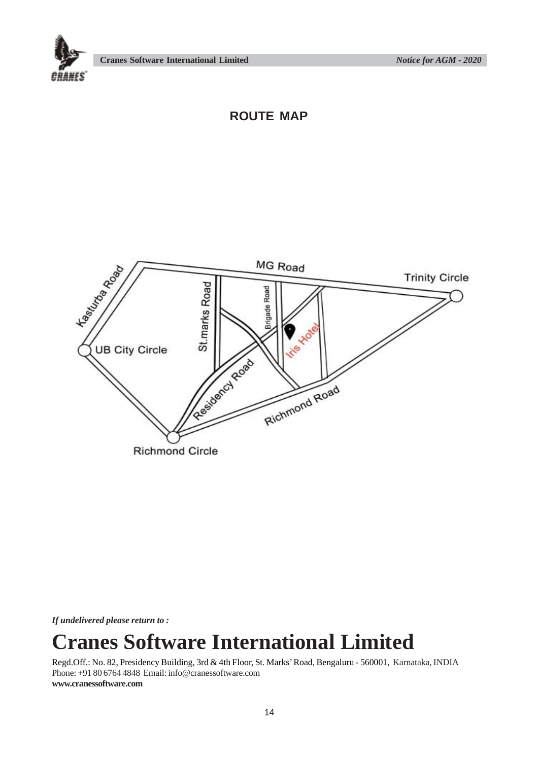## ROUTE MAP

MG Road

Trinity Circle

Kasturba Road

St.marks Road

Brigade Road

Iris Hotel

UB City Circle

Residency Road

Richmond Road

Richmond Circle

*If undelivered please return to :*

# Cranes Software International Limited

Regd.Off.: No. 82, Presidency Building, 3rd & 4th Floor, St. Marks' Road, Bengaluru - 560001, Karnataka, INDIA
Phone: +91 80 6764 4848 Email: info@cranessoftware.com
**www.cranessoftware.com**